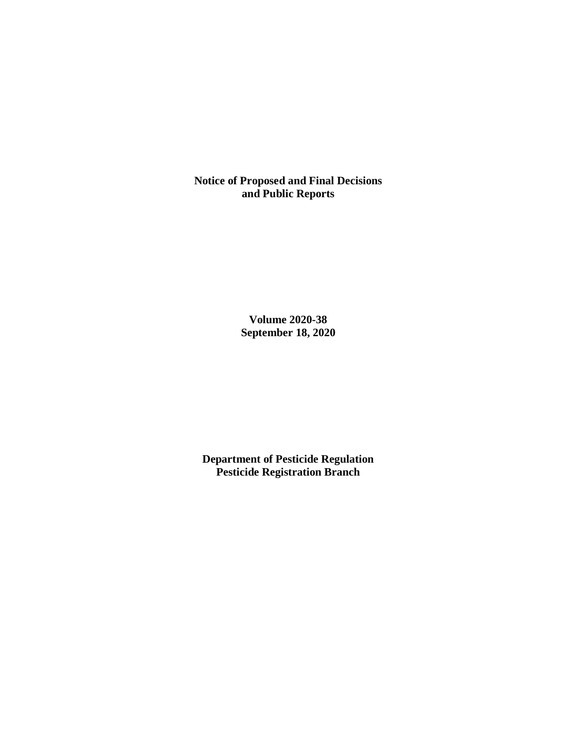**Notice of Proposed and Final Decisions and Public Reports**

**Volume 2020-38**
**September 18, 2020**

**Department of Pesticide Regulation**
**Pesticide Registration Branch**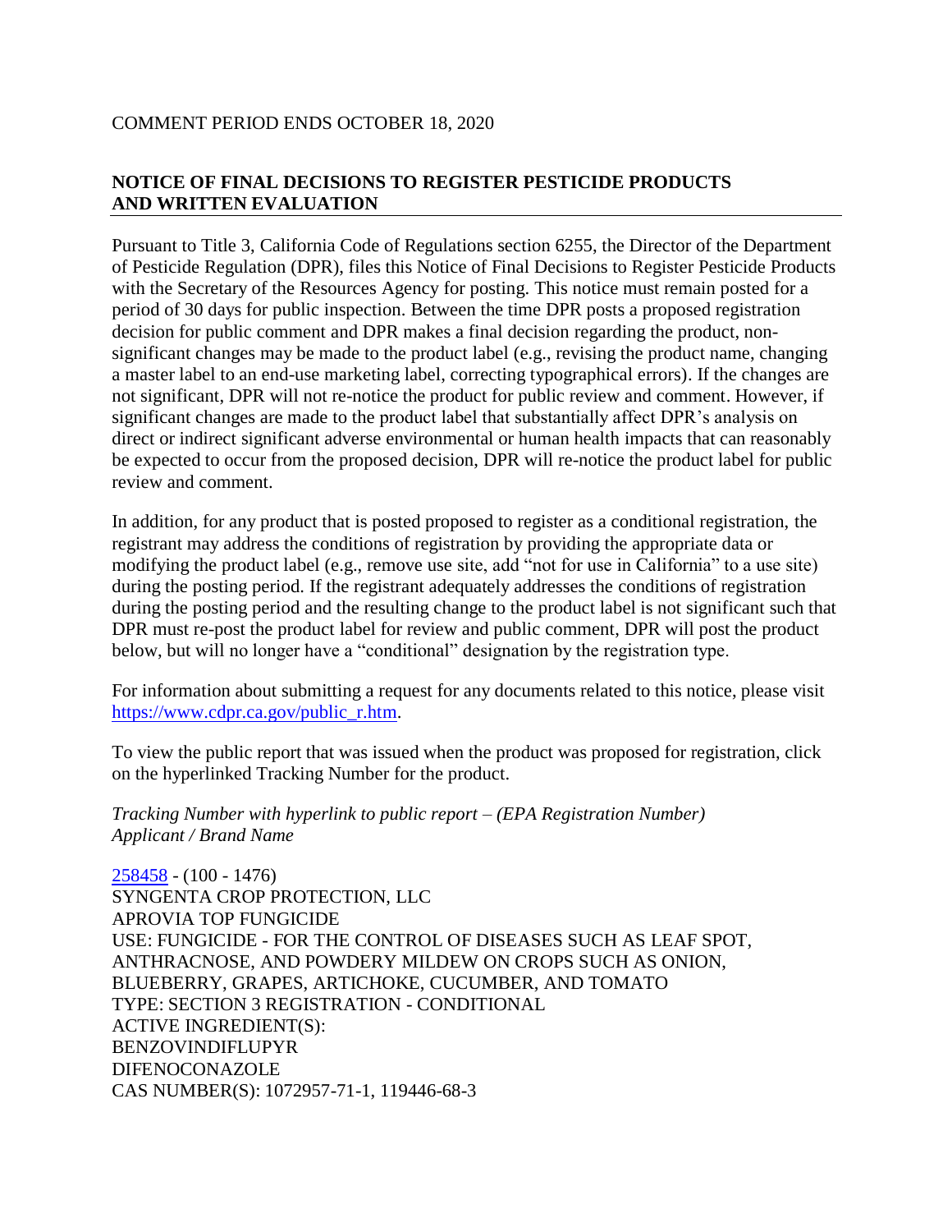COMMENT PERIOD ENDS OCTOBER 18, 2020

## NOTICE OF FINAL DECISIONS TO REGISTER PESTICIDE PRODUCTS AND WRITTEN EVALUATION

Pursuant to Title 3, California Code of Regulations section 6255, the Director of the Department of Pesticide Regulation (DPR), files this Notice of Final Decisions to Register Pesticide Products with the Secretary of the Resources Agency for posting. This notice must remain posted for a period of 30 days for public inspection. Between the time DPR posts a proposed registration decision for public comment and DPR makes a final decision regarding the product, non-significant changes may be made to the product label (e.g., revising the product name, changing a master label to an end-use marketing label, correcting typographical errors). If the changes are not significant, DPR will not re-notice the product for public review and comment. However, if significant changes are made to the product label that substantially affect DPR's analysis on direct or indirect significant adverse environmental or human health impacts that can reasonably be expected to occur from the proposed decision, DPR will re-notice the product label for public review and comment.

In addition, for any product that is posted proposed to register as a conditional registration, the registrant may address the conditions of registration by providing the appropriate data or modifying the product label (e.g., remove use site, add "not for use in California" to a use site) during the posting period. If the registrant adequately addresses the conditions of registration during the posting period and the resulting change to the product label is not significant such that DPR must re-post the product label for review and public comment, DPR will post the product below, but will no longer have a "conditional" designation by the registration type.

For information about submitting a request for any documents related to this notice, please visit https://www.cdpr.ca.gov/public_r.htm.

To view the public report that was issued when the product was proposed for registration, click on the hyperlinked Tracking Number for the product.

*Tracking Number with hyperlink to public report – (EPA Registration Number)*
*Applicant / Brand Name*

258458 - (100 - 1476)
SYNGENTA CROP PROTECTION, LLC
APROVIA TOP FUNGICIDE
USE: FUNGICIDE - FOR THE CONTROL OF DISEASES SUCH AS LEAF SPOT, ANTHRACNOSE, AND POWDERY MILDEW ON CROPS SUCH AS ONION, BLUEBERRY, GRAPES, ARTICHOKE, CUCUMBER, AND TOMATO
TYPE: SECTION 3 REGISTRATION - CONDITIONAL
ACTIVE INGREDIENT(S):
BENZOVINDIFLUPYR
DIFENOCONAZOLE
CAS NUMBER(S): 1072957-71-1, 119446-68-3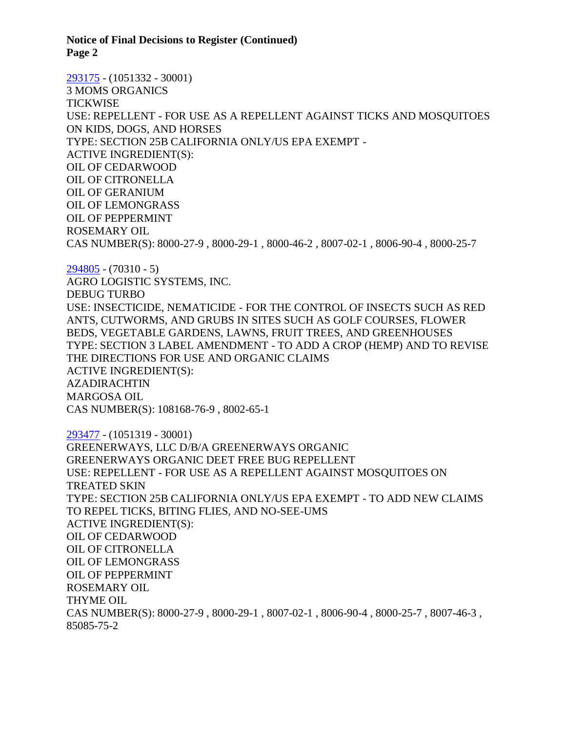**Notice of Final Decisions to Register (Continued)**
**Page 2**

293175 - (1051332 - 30001)
3 MOMS ORGANICS
TICKWISE
USE: REPELLENT - FOR USE AS A REPELLENT AGAINST TICKS AND MOSQUITOES ON KIDS, DOGS, AND HORSES
TYPE: SECTION 25B CALIFORNIA ONLY/US EPA EXEMPT -
ACTIVE INGREDIENT(S):
OIL OF CEDARWOOD
OIL OF CITRONELLA
OIL OF GERANIUM
OIL OF LEMONGRASS
OIL OF PEPPERMINT
ROSEMARY OIL
CAS NUMBER(S): 8000-27-9 , 8000-29-1 , 8000-46-2 , 8007-02-1 , 8006-90-4 , 8000-25-7

294805 - (70310 - 5)
AGRO LOGISTIC SYSTEMS, INC.
DEBUG TURBO
USE: INSECTICIDE, NEMATICIDE - FOR THE CONTROL OF INSECTS SUCH AS RED ANTS, CUTWORMS, AND GRUBS IN SITES SUCH AS GOLF COURSES, FLOWER BEDS, VEGETABLE GARDENS, LAWNS, FRUIT TREES, AND GREENHOUSES
TYPE: SECTION 3 LABEL AMENDMENT - TO ADD A CROP (HEMP) AND TO REVISE THE DIRECTIONS FOR USE AND ORGANIC CLAIMS
ACTIVE INGREDIENT(S):
AZADIRACHTIN
MARGOSA OIL
CAS NUMBER(S): 108168-76-9 , 8002-65-1

293477 - (1051319 - 30001)
GREENERWAYS, LLC D/B/A GREENERWAYS ORGANIC
GREENERWAYS ORGANIC DEET FREE BUG REPELLENT
USE: REPELLENT - FOR USE AS A REPELLENT AGAINST MOSQUITOES ON TREATED SKIN
TYPE: SECTION 25B CALIFORNIA ONLY/US EPA EXEMPT - TO ADD NEW CLAIMS TO REPEL TICKS, BITING FLIES, AND NO-SEE-UMS
ACTIVE INGREDIENT(S):
OIL OF CEDARWOOD
OIL OF CITRONELLA
OIL OF LEMONGRASS
OIL OF PEPPERMINT
ROSEMARY OIL
THYME OIL
CAS NUMBER(S): 8000-27-9 , 8000-29-1 , 8007-02-1 , 8006-90-4 , 8000-25-7 , 8007-46-3 , 85085-75-2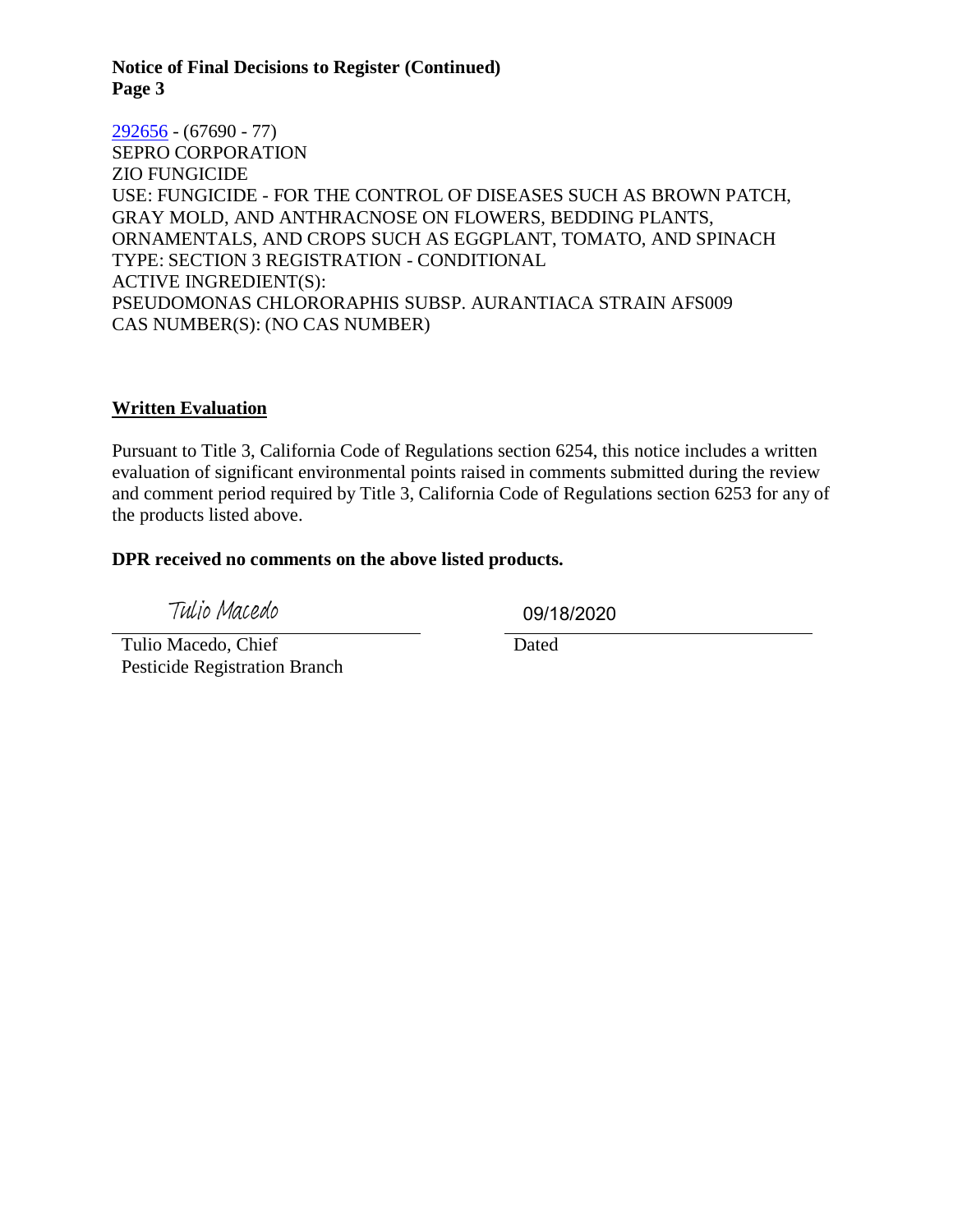292656 - (67690 - 77)
SEPRO CORPORATION
ZIO FUNGICIDE
USE: FUNGICIDE - FOR THE CONTROL OF DISEASES SUCH AS BROWN PATCH, GRAY MOLD, AND ANTHRACNOSE ON FLOWERS, BEDDING PLANTS, ORNAMENTALS, AND CROPS SUCH AS EGGPLANT, TOMATO, AND SPINACH
TYPE: SECTION 3 REGISTRATION - CONDITIONAL
ACTIVE INGREDIENT(S):
PSEUDOMONAS CHLORORAPHIS SUBSP. AURANTIACA STRAIN AFS009
CAS NUMBER(S): (NO CAS NUMBER)

## Written Evaluation

Pursuant to Title 3, California Code of Regulations section 6254, this notice includes a written evaluation of significant environmental points raised in comments submitted during the review and comment period required by Title 3, California Code of Regulations section 6253 for any of the products listed above.

**DPR received no comments on the above listed products.**

Tulio Macedo

Tulio Macedo, Chief
Pesticide Registration Branch

09/18/2020

Dated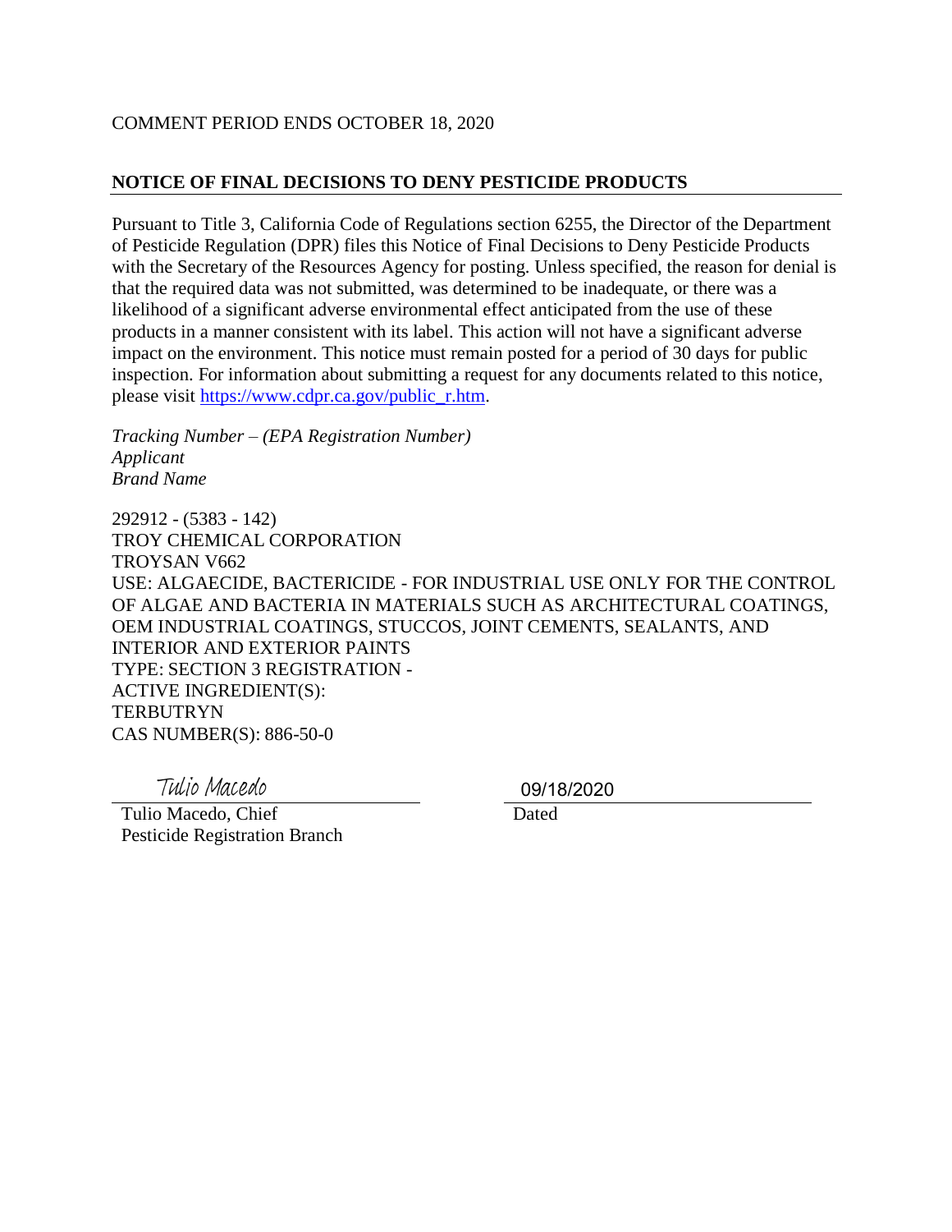COMMENT PERIOD ENDS OCTOBER 18, 2020

## NOTICE OF FINAL DECISIONS TO DENY PESTICIDE PRODUCTS

Pursuant to Title 3, California Code of Regulations section 6255, the Director of the Department of Pesticide Regulation (DPR) files this Notice of Final Decisions to Deny Pesticide Products with the Secretary of the Resources Agency for posting. Unless specified, the reason for denial is that the required data was not submitted, was determined to be inadequate, or there was a likelihood of a significant adverse environmental effect anticipated from the use of these products in a manner consistent with its label. This action will not have a significant adverse impact on the environment. This notice must remain posted for a period of 30 days for public inspection. For information about submitting a request for any documents related to this notice, please visit https://www.cdpr.ca.gov/public_r.htm.

*Tracking Number – (EPA Registration Number)*
*Applicant*
*Brand Name*

292912 - (5383 - 142)
TROY CHEMICAL CORPORATION
TROYSAN V662
USE: ALGAECIDE, BACTERICIDE - FOR INDUSTRIAL USE ONLY FOR THE CONTROL OF ALGAE AND BACTERIA IN MATERIALS SUCH AS ARCHITECTURAL COATINGS, OEM INDUSTRIAL COATINGS, STUCCOS, JOINT CEMENTS, SEALANTS, AND INTERIOR AND EXTERIOR PAINTS
TYPE: SECTION 3 REGISTRATION -
ACTIVE INGREDIENT(S):
TERBUTRYN
CAS NUMBER(S): 886-50-0

Tulio Macedo
Tulio Macedo, Chief
Pesticide Registration Branch

09/18/2020
Dated